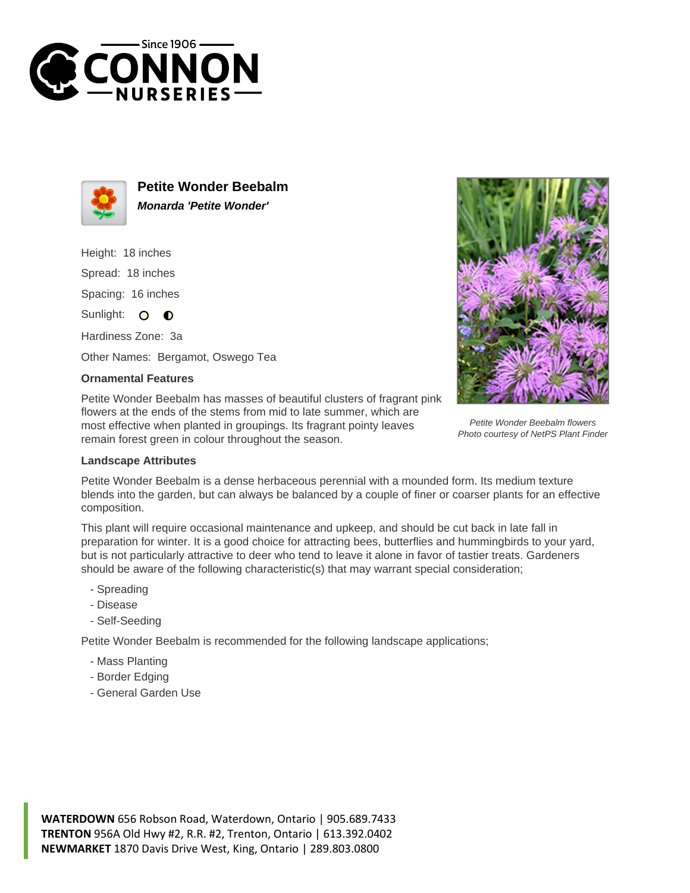Since 1906
CONNON
NURSERIES

# Petite Wonder Beebalm

***Monarda 'Petite Wonder'***

Height: 18 inches

Spread: 18 inches

Spacing: 16 inches

Sunlight:

Hardiness Zone: 3a

Other Names: Bergamot, Oswego Tea

### Ornamental Features

Petite Wonder Beebalm has masses of beautiful clusters of fragrant pink flowers at the ends of the stems from mid to late summer, which are most effective when planted in groupings. Its fragrant pointy leaves remain forest green in colour throughout the season.

*Petite Wonder Beebalm flowers*
*Photo courtesy of NetPS Plant Finder*

### Landscape Attributes

Petite Wonder Beebalm is a dense herbaceous perennial with a mounded form. Its medium texture blends into the garden, but can always be balanced by a couple of finer or coarser plants for an effective composition.

This plant will require occasional maintenance and upkeep, and should be cut back in late fall in preparation for winter. It is a good choice for attracting bees, butterflies and hummingbirds to your yard, but is not particularly attractive to deer who tend to leave it alone in favor of tastier treats. Gardeners should be aware of the following characteristic(s) that may warrant special consideration;

- Spreading
- Disease
- Self-Seeding

Petite Wonder Beebalm is recommended for the following landscape applications;

- Mass Planting
- Border Edging
- General Garden Use

**WATERDOWN** 656 Robson Road, Waterdown, Ontario | 905.689.7433
**TRENTON** 956A Old Hwy #2, R.R. #2, Trenton, Ontario | 613.392.0402
**NEWMARKET** 1870 Davis Drive West, King, Ontario | 289.803.0800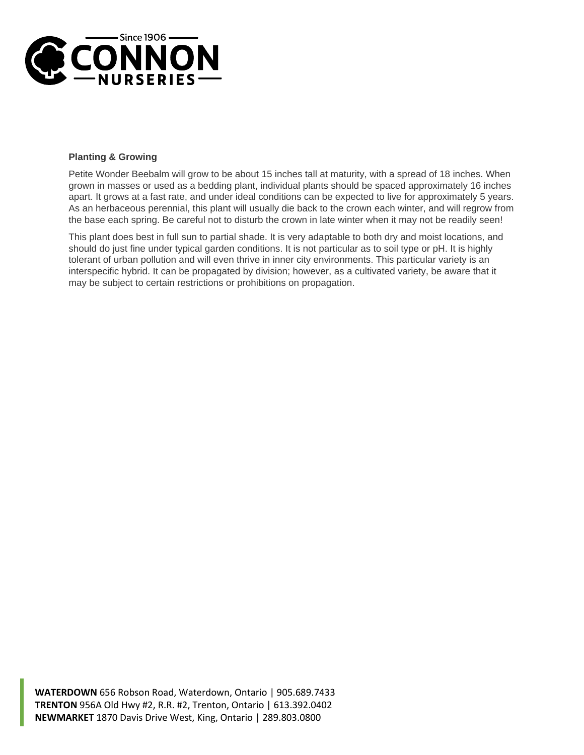### Planting & Growing

Petite Wonder Beebalm will grow to be about 15 inches tall at maturity, with a spread of 18 inches. When grown in masses or used as a bedding plant, individual plants should be spaced approximately 16 inches apart. It grows at a fast rate, and under ideal conditions can be expected to live for approximately 5 years. As an herbaceous perennial, this plant will usually die back to the crown each winter, and will regrow from the base each spring. Be careful not to disturb the crown in late winter when it may not be readily seen!

This plant does best in full sun to partial shade. It is very adaptable to both dry and moist locations, and should do just fine under typical garden conditions. It is not particular as to soil type or pH. It is highly tolerant of urban pollution and will even thrive in inner city environments. This particular variety is an interspecific hybrid. It can be propagated by division; however, as a cultivated variety, be aware that it may be subject to certain restrictions or prohibitions on propagation.